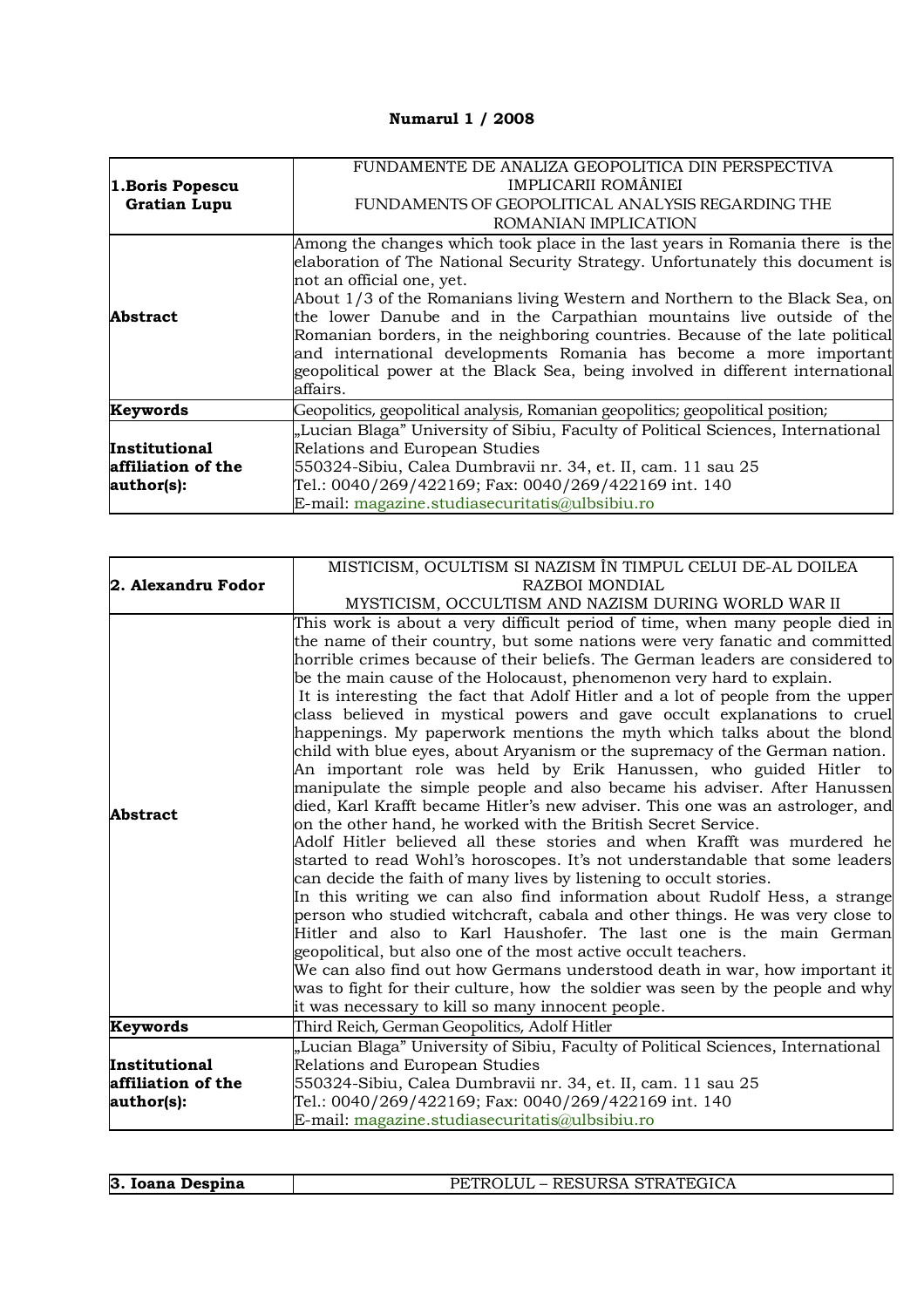**Numarul 1 / 2008**

| **1.Boris Popescu Gratian Lupu** | FUNDAMENTE DE ANALIZA GEOPOLITICA DIN PERSPECTIVA IMPLICARII ROMÂNIEI<br>FUNDAMENTS OF GEOPOLITICAL ANALYSIS REGARDING THE ROMANIAN IMPLICATION |
|---|---|
| **Abstract** | Among the changes which took place in the last years in Romania there is the elaboration of The National Security Strategy. Unfortunately this document is not an official one, yet.<br>About 1/3 of the Romanians living Western and Northern to the Black Sea, on the lower Danube and in the Carpathian mountains live outside of the Romanian borders, in the neighboring countries. Because of the late political and international developments Romania has become a more important geopolitical power at the Black Sea, being involved in different international affairs. |
| **Keywords** | Geopolitics, geopolitical analysis, Romanian geopolitics; geopolitical position; |
| **Institutional affiliation of the author(s):** | „Lucian Blaga" University of Sibiu, Faculty of Political Sciences, International Relations and European Studies<br>550324-Sibiu, Calea Dumbravii nr. 34, et. II, cam. 11 sau 25<br>Tel.: 0040/269/422169; Fax: 0040/269/422169 int. 140<br>E-mail: magazine.studiasecuritatis@ulbsibiu.ro |

| **2. Alexandru Fodor** | MISTICISM, OCULTISM SI NAZISM ÎN TIMPUL CELUI DE-AL DOILEA RAZBOI MONDIAL<br>MYSTICISM, OCCULTISM AND NAZISM DURING WORLD WAR II |
|---|---|
| **Abstract** | This work is about a very difficult period of time, when many people died in the name of their country, but some nations were very fanatic and committed horrible crimes because of their beliefs. The German leaders are considered to be the main cause of the Holocaust, phenomenon very hard to explain.<br>It is interesting the fact that Adolf Hitler and a lot of people from the upper class believed in mystical powers and gave occult explanations to cruel happenings. My paperwork mentions the myth which talks about the blond child with blue eyes, about Aryanism or the supremacy of the German nation.<br>An important role was held by Erik Hanussen, who guided Hitler to manipulate the simple people and also became his adviser. After Hanussen died, Karl Krafft became Hitler's new adviser. This one was an astrologer, and on the other hand, he worked with the British Secret Service.<br>Adolf Hitler believed all these stories and when Krafft was murdered he started to read Wohl's horoscopes. It's not understandable that some leaders can decide the faith of many lives by listening to occult stories.<br>In this writing we can also find information about Rudolf Hess, a strange person who studied witchcraft, cabala and other things. He was very close to Hitler and also to Karl Haushofer. The last one is the main German geopolitical, but also one of the most active occult teachers.<br>We can also find out how Germans understood death in war, how important it was to fight for their culture, how the soldier was seen by the people and why it was necessary to kill so many innocent people. |
| **Keywords** | Third Reich, German Geopolitics, Adolf Hitler |
| **Institutional affiliation of the author(s):** | „Lucian Blaga" University of Sibiu, Faculty of Political Sciences, International Relations and European Studies<br>550324-Sibiu, Calea Dumbravii nr. 34, et. II, cam. 11 sau 25<br>Tel.: 0040/269/422169; Fax: 0040/269/422169 int. 140<br>E-mail: magazine.studiasecuritatis@ulbsibiu.ro |

| **3. Ioana Despina** | PETROLUL – RESURSA STRATEGICA |
|---|---|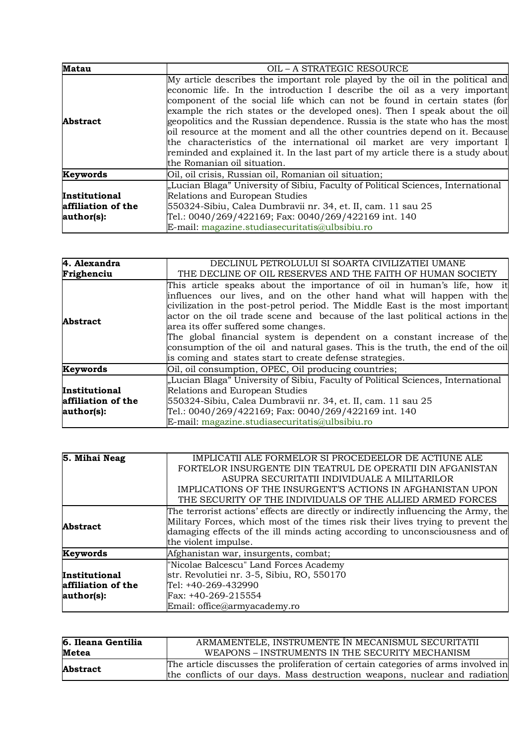| Matau | OIL – A STRATEGIC RESOURCE |
|---|---|
| **Abstract** | My article describes the important role played by the oil in the political and economic life. In the introduction I describe the oil as a very important component of the social life which can not be found in certain states (for example the rich states or the developed ones). Then I speak about the oil geopolitics and the Russian dependence. Russia is the state who has the most oil resource at the moment and all the other countries depend on it. Because the characteristics of the international oil market are very important I reminded and explained it. In the last part of my article there is a study about the Romanian oil situation. |
| **Keywords** | Oil, oil crisis, Russian oil, Romanian oil situation; |
| **Institutional affiliation of the author(s):** | „Lucian Blaga" University of Sibiu, Faculty of Political Sciences, International Relations and European Studies<br>550324-Sibiu, Calea Dumbravii nr. 34, et. II, cam. 11 sau 25<br>Tel.: 0040/269/422169; Fax: 0040/269/422169 int. 140<br>E-mail: magazine.studiasecuritatis@ulbsibiu.ro |

| 4. Alexandra Frighenciu | DECLINUL PETROLULUI SI SOARTA CIVILIZATIEI UMANE<br>THE DECLINE OF OIL RESERVES AND THE FAITH OF HUMAN SOCIETY |
|---|---|
| **Abstract** | This article speaks about the importance of oil in human's life, how it influences our lives, and on the other hand what will happen with the civilization in the post-petrol period. The Middle East is the most important actor on the oil trade scene and because of the last political actions in the area its offer suffered some changes.<br>The global financial system is dependent on a constant increase of the consumption of the oil and natural gases. This is the truth, the end of the oil is coming and states start to create defense strategies. |
| **Keywords** | Oil, oil consumption, OPEC, Oil producing countries; |
| **Institutional affiliation of the author(s):** | „Lucian Blaga" University of Sibiu, Faculty of Political Sciences, International Relations and European Studies<br>550324-Sibiu, Calea Dumbravii nr. 34, et. II, cam. 11 sau 25<br>Tel.: 0040/269/422169; Fax: 0040/269/422169 int. 140<br>E-mail: magazine.studiasecuritatis@ulbsibiu.ro |

| 5. Mihai Neag | IMPLICATII ALE FORMELOR SI PROCEDEELOR DE ACTIUNE ALE FORTELOR INSURGENTE DIN TEATRUL DE OPERATII DIN AFGANISTAN ASUPRA SECURITATII INDIVIDUALE A MILITARILOR<br>IMPLICATIONS OF THE INSURGENT'S ACTIONS IN AFGHANISTAN UPON THE SECURITY OF THE INDIVIDUALS OF THE ALLIED ARMED FORCES |
|---|---|
| **Abstract** | The terrorist actions' effects are directly or indirectly influencing the Army, the Military Forces, which most of the times risk their lives trying to prevent the damaging effects of the ill minds acting according to unconsciousness and of the violent impulse. |
| **Keywords** | Afghanistan war, insurgents, combat; |
| **Institutional affiliation of the author(s):** | "Nicolae Balcescu" Land Forces Academy<br>str. Revolutiei nr. 3-5, Sibiu, RO, 550170<br>Tel: +40-269-432990<br>Fax: +40-269-215554<br>Email: office@armyacademy.ro |

| 6. Ileana Gentilia Metea | ARMAMENTELE, INSTRUMENTE ÎN MECANISMUL SECURITATII<br>WEAPONS – INSTRUMENTS IN THE SECURITY MECHANISM |
|---|---|
| **Abstract** | The article discusses the proliferation of certain categories of arms involved in the conflicts of our days. Mass destruction weapons, nuclear and radiation |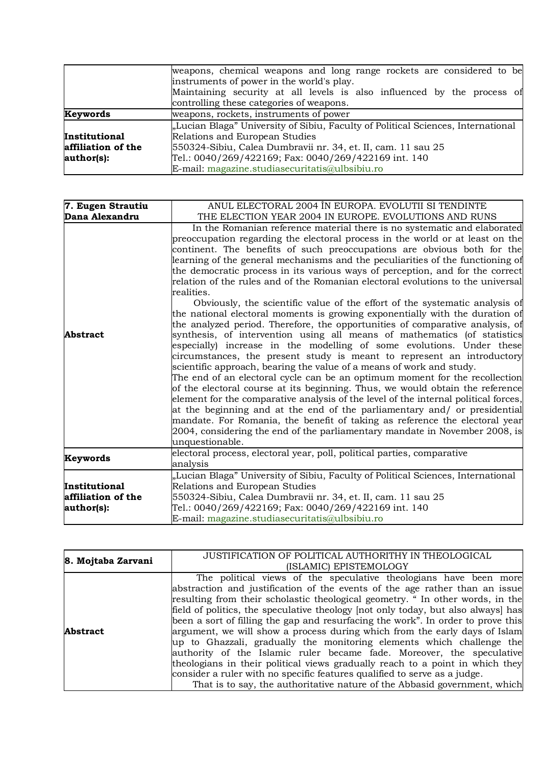| | |
|---|---|
| | weapons, chemical weapons and long range rockets are considered to be instruments of power in the world's play.<br>Maintaining security at all levels is also influenced by the process of controlling these categories of weapons. |
| **Keywords** | weapons, rockets, instruments of power |
| **Institutional affiliation of the author(s):** | „Lucian Blaga" University of Sibiu, Faculty of Political Sciences, International Relations and European Studies<br>550324-Sibiu, Calea Dumbravii nr. 34, et. II, cam. 11 sau 25<br>Tel.: 0040/269/422169; Fax: 0040/269/422169 int. 140<br>E-mail: magazine.studiasecuritatis@ulbsibiu.ro |

| **7. Eugen Strautiu**<br>**Dana Alexandru** | ANUL ELECTORAL 2004 ÎN EUROPA. EVOLUTII SI TENDINTE<br>THE ELECTION YEAR 2004 IN EUROPE. EVOLUTIONS AND RUNS |
|---|---|
| **Abstract** | In the Romanian reference material there is no systematic and elaborated preoccupation regarding the electoral process in the world or at least on the continent. The benefits of such preoccupations are obvious both for the learning of the general mechanisms and the peculiarities of the functioning of the democratic process in its various ways of perception, and for the correct relation of the rules and of the Romanian electoral evolutions to the universal realities.<br>Obviously, the scientific value of the effort of the systematic analysis of the national electoral moments is growing exponentially with the duration of the analyzed period. Therefore, the opportunities of comparative analysis, of synthesis, of intervention using all means of mathematics (of statistics especially) increase in the modelling of some evolutions. Under these circumstances, the present study is meant to represent an introductory scientific approach, bearing the value of a means of work and study.<br>The end of an electoral cycle can be an optimum moment for the recollection of the electoral course at its beginning. Thus, we would obtain the reference element for the comparative analysis of the level of the internal political forces, at the beginning and at the end of the parliamentary and/ or presidential mandate. For Romania, the benefit of taking as reference the electoral year 2004, considering the end of the parliamentary mandate in November 2008, is unquestionable. |
| **Keywords** | electoral process, electoral year, poll, political parties, comparative analysis |
| **Institutional affiliation of the author(s):** | „Lucian Blaga" University of Sibiu, Faculty of Political Sciences, International Relations and European Studies<br>550324-Sibiu, Calea Dumbravii nr. 34, et. II, cam. 11 sau 25<br>Tel.: 0040/269/422169; Fax: 0040/269/422169 int. 140<br>E-mail: magazine.studiasecuritatis@ulbsibiu.ro |

| **8. Mojtaba Zarvani** | JUSTIFICATION OF POLITICAL AUTHORITHY IN THEOLOGICAL (ISLAMIC) EPISTEMOLOGY |
|---|---|
| **Abstract** | The political views of the speculative theologians have been more abstraction and justification of the events of the age rather than an issue resulting from their scholastic theological geometry. " In other words, in the field of politics, the speculative theology [not only today, but also always] has been a sort of filling the gap and resurfacing the work". In order to prove this argument, we will show a process during which from the early days of Islam up to Ghazzali, gradually the monitoring elements which challenge the authority of the Islamic ruler became fade. Moreover, the speculative theologians in their political views gradually reach to a point in which they consider a ruler with no specific features qualified to serve as a judge.<br>That is to say, the authoritative nature of the Abbasid government, which |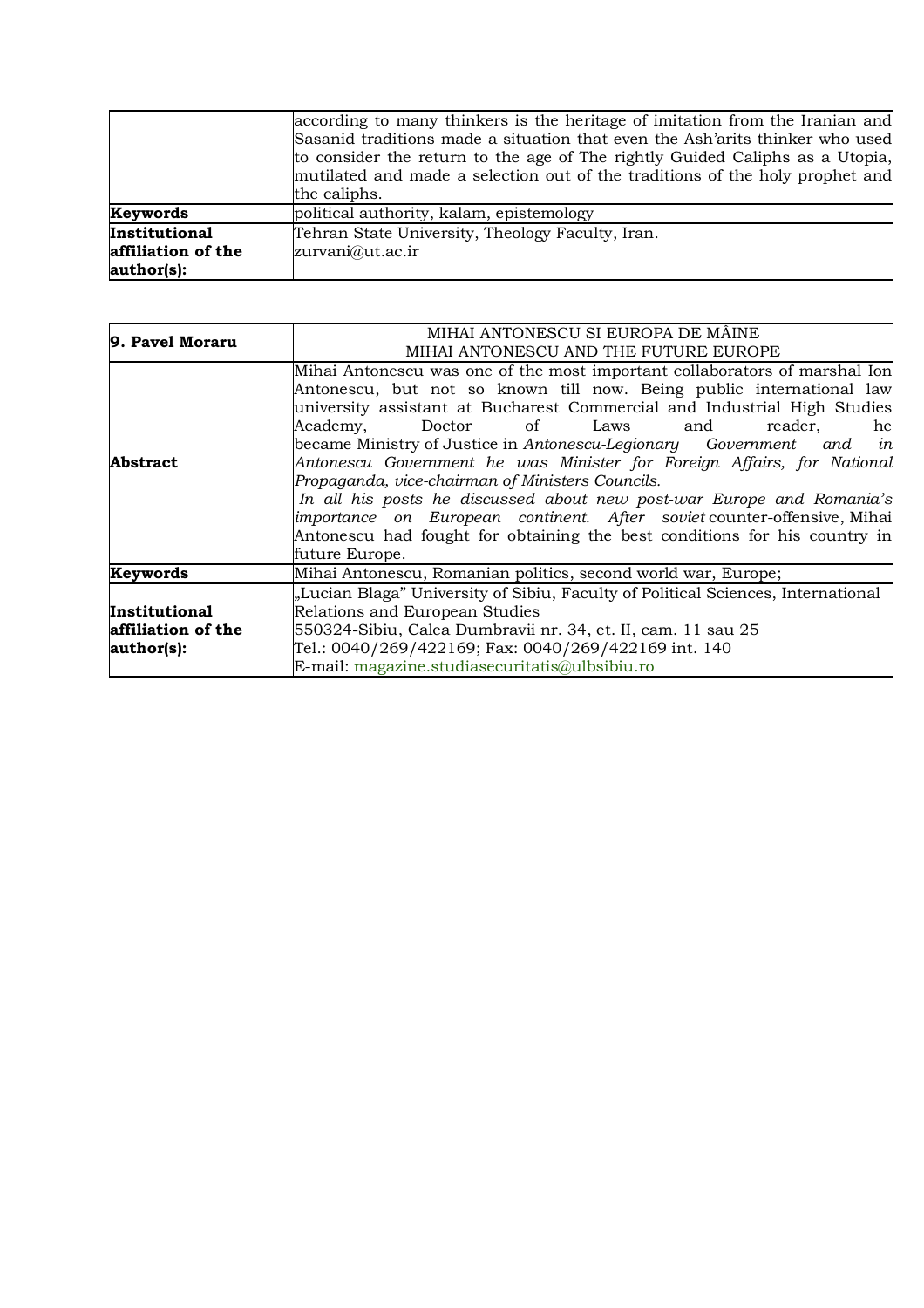| | |
|---|---|
| | according to many thinkers is the heritage of imitation from the Iranian and Sasanid traditions made a situation that even the Ash'arits thinker who used to consider the return to the age of The rightly Guided Caliphs as a Utopia, mutilated and made a selection out of the traditions of the holy prophet and the caliphs. |
| **Keywords** | political authority, kalam, epistemology |
| **Institutional affiliation of the author(s):** | Tehran State University, Theology Faculty, Iran.<br>zurvani@ut.ac.ir |

| **9. Pavel Moraru** | MIHAI ANTONESCU SI EUROPA DE MÂINE<br>MIHAI ANTONESCU AND THE FUTURE EUROPE |
|---|---|
| **Abstract** | Mihai Antonescu was one of the most important collaborators of marshal Ion Antonescu, but not so known till now. Being public international law university assistant at Bucharest Commercial and Industrial High Studies Academy, Doctor of Laws and reader, he became Ministry of Justice in *Antonescu-Legionary Government and in Antonescu Government he was Minister for Foreign Affairs, for National Propaganda, vice-chairman of Ministers Councils.*<br>*In all his posts he discussed about new post-war Europe and Romania's importance on European continent. After soviet* counter-offensive, Mihai Antonescu had fought for obtaining the best conditions for his country in future Europe. |
| **Keywords** | Mihai Antonescu, Romanian politics, second world war, Europe; |
| **Institutional affiliation of the author(s):** | „Lucian Blaga" University of Sibiu, Faculty of Political Sciences, International Relations and European Studies<br>550324-Sibiu, Calea Dumbravii nr. 34, et. II, cam. 11 sau 25<br>Tel.: 0040/269/422169; Fax: 0040/269/422169 int. 140<br>E-mail: magazine.studiasecuritatis@ulbsibiu.ro |